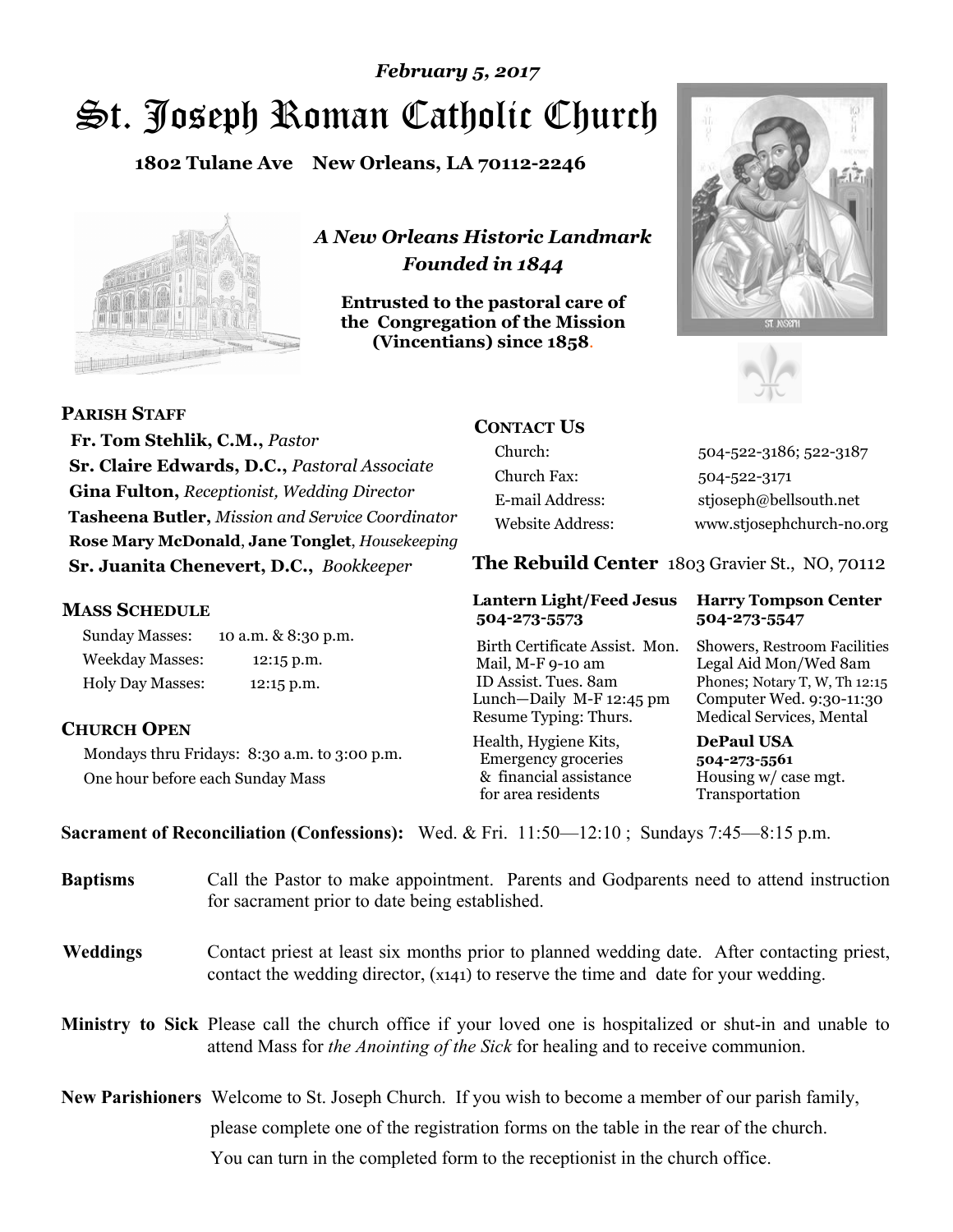*February 5, 2017*

# St. Joseph Roman Catholic Church

**1802 Tulane Ave New Orleans, LA 70112-2246**

***A New Orleans Historic Landmark***
***Founded in 1844***

**Entrusted to the pastoral care of the Congregation of the Mission (Vincentians) since 1858.**

## PARISH STAFF

**Fr. Tom Stehlik, C.M.,** *Pastor*
**Sr. Claire Edwards, D.C.,** *Pastoral Associate*
**Gina Fulton,** *Receptionist, Wedding Director*
**Tasheena Butler,** *Mission and Service Coordinator*
**Rose Mary McDonald**, **Jane Tonglet**, *Housekeeping*
**Sr. Juanita Chenevert, D.C.,** *Bookkeeper*

## MASS SCHEDULE

| | |
|---|---|
| Sunday Masses: | 10 a.m. & 8:30 p.m. |
| Weekday Masses: | 12:15 p.m. |
| Holy Day Masses: | 12:15 p.m. |

## CHURCH OPEN

Mondays thru Fridays: 8:30 a.m. to 3:00 p.m.
One hour before each Sunday Mass

## CONTACT US

| | |
|---|---|
| Church: | 504-522-3186; 522-3187 |
| Church Fax: | 504-522-3171 |
| E-mail Address: | stjoseph@bellsouth.net |
| Website Address: | www.stjosephchurch-no.org |

## The Rebuild Center 1803 Gravier St., NO, 70112

| **Lantern Light/Feed Jesus 504-273-5573** | **Harry Tompson Center 504-273-5547** |
|---|---|
| Birth Certificate Assist. Mon. Mail, M-F 9-10 am ID Assist. Tues. 8am Lunch—Daily M-F 12:45 pm Resume Typing: Thurs. | Showers, Restroom Facilities Legal Aid Mon/Wed 8am Phones; Notary T, W, Th 12:15 Computer Wed. 9:30-11:30 Medical Services, Mental |
| Health, Hygiene Kits, Emergency groceries & financial assistance for area residents | **DePaul USA 504-273-5561** Housing w/ case mgt. Transportation |

**Sacrament of Reconciliation (Confessions):** Wed. & Fri. 11:50—12:10 ; Sundays 7:45—8:15 p.m.

**Baptisms** Call the Pastor to make appointment. Parents and Godparents need to attend instruction for sacrament prior to date being established.

**Weddings** Contact priest at least six months prior to planned wedding date. After contacting priest, contact the wedding director, (x141) to reserve the time and date for your wedding.

**Ministry to Sick** Please call the church office if your loved one is hospitalized or shut-in and unable to attend Mass for *the Anointing of the Sick* for healing and to receive communion.

**New Parishioners** Welcome to St. Joseph Church. If you wish to become a member of our parish family, please complete one of the registration forms on the table in the rear of the church. You can turn in the completed form to the receptionist in the church office.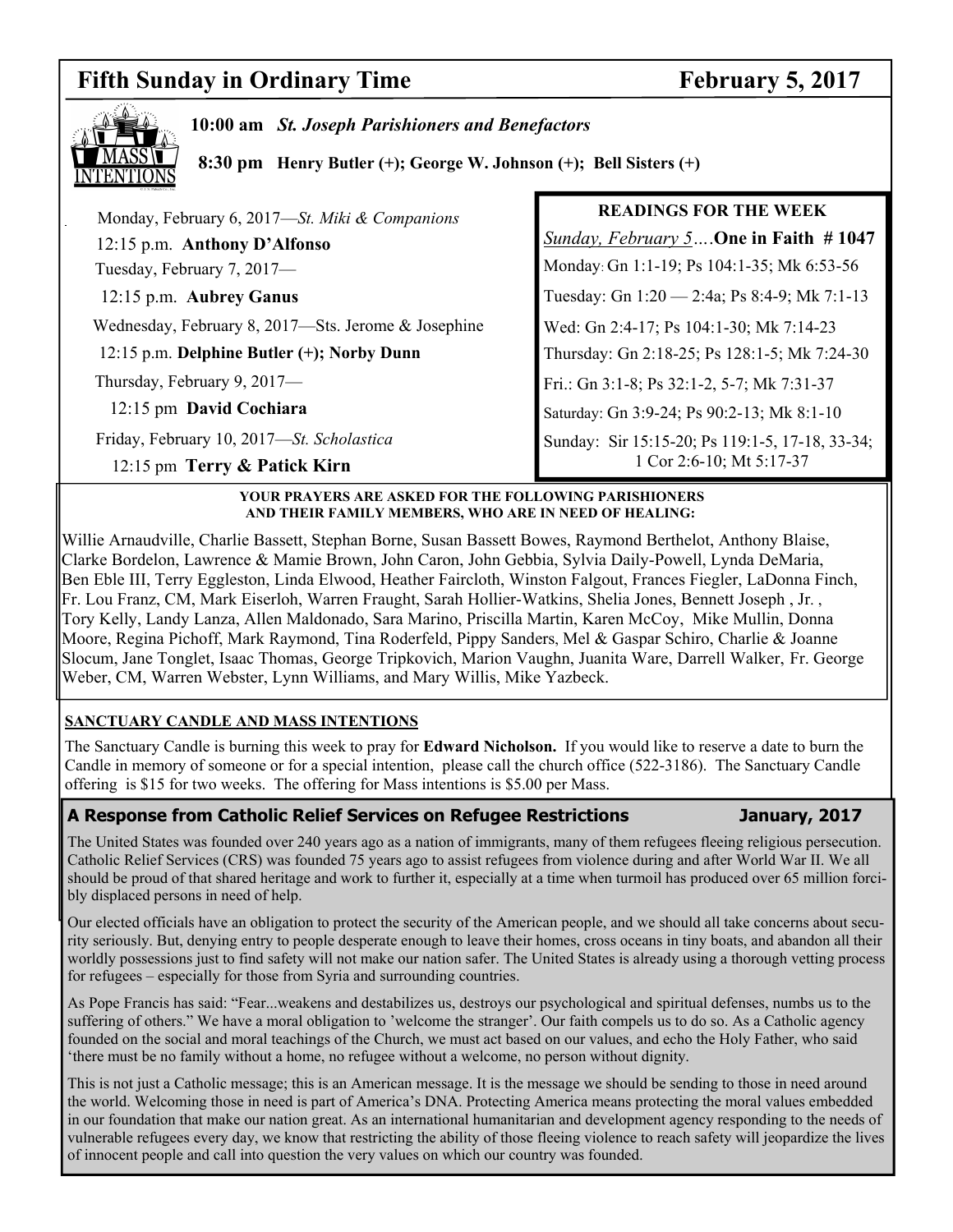# Fifth Sunday in Ordinary Time — February 5, 2017

**10:00 am** ***St. Joseph Parishioners and Benefactors***

**8:30 pm Henry Butler (+); George W. Johnson (+); Bell Sisters (+)**

Monday, February 6, 2017—*St. Miki & Companions*

12:15 p.m. **Anthony D'Alfonso**

Tuesday, February 7, 2017—

12:15 p.m. **Aubrey Ganus**

Wednesday, February 8, 2017—Sts. Jerome & Josephine

12:15 p.m. **Delphine Butler (+); Norby Dunn**

Thursday, February 9, 2017—

12:15 pm **David Cochiara**

Friday, February 10, 2017—*St. Scholastica*

12:15 pm **Terry & Patick Kirn**

**READINGS FOR THE WEEK**

*Sunday, February 5*….**One in Faith # 1047**

Monday: Gn 1:1-19; Ps 104:1-35; Mk 6:53-56

Tuesday: Gn 1:20 — 2:4a; Ps 8:4-9; Mk 7:1-13

Wed: Gn 2:4-17; Ps 104:1-30; Mk 7:14-23

Thursday: Gn 2:18-25; Ps 128:1-5; Mk 7:24-30

Fri.: Gn 3:1-8; Ps 32:1-2, 5-7; Mk 7:31-37

Saturday: Gn 3:9-24; Ps 90:2-13; Mk 8:1-10

Sunday: Sir 15:15-20; Ps 119:1-5, 17-18, 33-34; 1 Cor 2:6-10; Mt 5:17-37

**YOUR PRAYERS ARE ASKED FOR THE FOLLOWING PARISHIONERS AND THEIR FAMILY MEMBERS, WHO ARE IN NEED OF HEALING:**

Willie Arnaudville, Charlie Bassett, Stephan Borne, Susan Bassett Bowes, Raymond Berthelot, Anthony Blaise, Clarke Bordelon, Lawrence & Mamie Brown, John Caron, John Gebbia, Sylvia Daily-Powell, Lynda DeMaria, Ben Eble III, Terry Eggleston, Linda Elwood, Heather Faircloth, Winston Falgout, Frances Fiegler, LaDonna Finch, Fr. Lou Franz, CM, Mark Eiserloh, Warren Fraught, Sarah Hollier-Watkins, Shelia Jones, Bennett Joseph , Jr. , Tory Kelly, Landy Lanza, Allen Maldonado, Sara Marino, Priscilla Martin, Karen McCoy, Mike Mullin, Donna Moore, Regina Pichoff, Mark Raymond, Tina Roderfeld, Pippy Sanders, Mel & Gaspar Schiro, Charlie & Joanne Slocum, Jane Tonglet, Isaac Thomas, George Tripkovich, Marion Vaughn, Juanita Ware, Darrell Walker, Fr. George Weber, CM, Warren Webster, Lynn Williams, and Mary Willis, Mike Yazbeck.

**SANCTUARY CANDLE AND MASS INTENTIONS**

The Sanctuary Candle is burning this week to pray for **Edward Nicholson.** If you would like to reserve a date to burn the Candle in memory of someone or for a special intention, please call the church office (522-3186). The Sanctuary Candle offering is $15 for two weeks. The offering for Mass intentions is $5.00 per Mass.

## A Response from Catholic Relief Services on Refugee Restrictions — January, 2017

The United States was founded over 240 years ago as a nation of immigrants, many of them refugees fleeing religious persecution. Catholic Relief Services (CRS) was founded 75 years ago to assist refugees from violence during and after World War II. We all should be proud of that shared heritage and work to further it, especially at a time when turmoil has produced over 65 million forcibly displaced persons in need of help.

Our elected officials have an obligation to protect the security of the American people, and we should all take concerns about security seriously. But, denying entry to people desperate enough to leave their homes, cross oceans in tiny boats, and abandon all their worldly possessions just to find safety will not make our nation safer. The United States is already using a thorough vetting process for refugees – especially for those from Syria and surrounding countries.

As Pope Francis has said: "Fear...weakens and destabilizes us, destroys our psychological and spiritual defenses, numbs us to the suffering of others." We have a moral obligation to 'welcome the stranger'. Our faith compels us to do so. As a Catholic agency founded on the social and moral teachings of the Church, we must act based on our values, and echo the Holy Father, who said 'there must be no family without a home, no refugee without a welcome, no person without dignity.

This is not just a Catholic message; this is an American message. It is the message we should be sending to those in need around the world. Welcoming those in need is part of America's DNA. Protecting America means protecting the moral values embedded in our foundation that make our nation great. As an international humanitarian and development agency responding to the needs of vulnerable refugees every day, we know that restricting the ability of those fleeing violence to reach safety will jeopardize the lives of innocent people and call into question the very values on which our country was founded.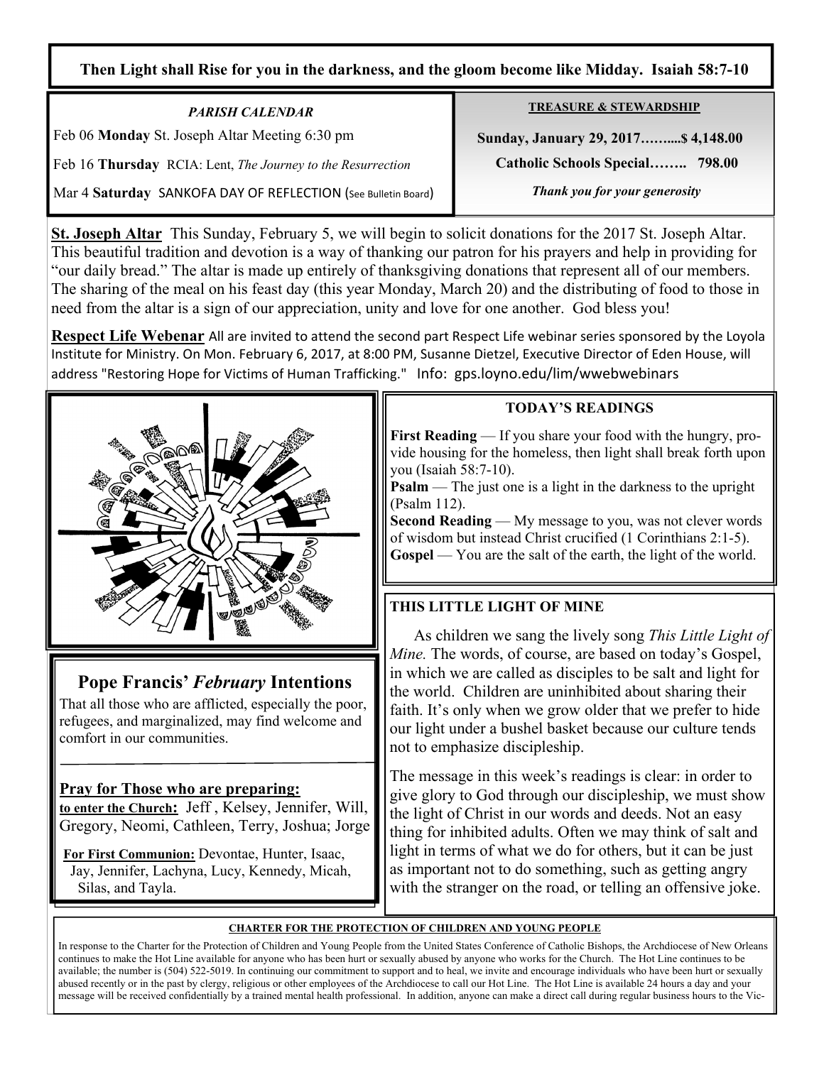**Then Light shall Rise for you in the darkness, and the gloom become like Midday. Isaiah 58:7-10**

*PARISH CALENDAR*

Feb 06 **Monday** St. Joseph Altar Meeting 6:30 pm

Feb 16 **Thursday** RCIA: Lent, *The Journey to the Resurrection*

Mar 4 **Saturday** SANKOFA DAY OF REFLECTION (See Bulletin Board)

**TREASURE & STEWARDSHIP**

**Sunday, January 29, 2017……....$ 4,148.00**

**Catholic Schools Special…….. 798.00**

***Thank you for your generosity***

**St. Joseph Altar** This Sunday, February 5, we will begin to solicit donations for the 2017 St. Joseph Altar. This beautiful tradition and devotion is a way of thanking our patron for his prayers and help in providing for "our daily bread." The altar is made up entirely of thanksgiving donations that represent all of our members. The sharing of the meal on his feast day (this year Monday, March 20) and the distributing of food to those in need from the altar is a sign of our appreciation, unity and love for one another. God bless you!

**Respect Life Webenar** All are invited to attend the second part Respect Life webinar series sponsored by the Loyola Institute for Ministry. On Mon. February 6, 2017, at 8:00 PM, Susanne Dietzel, Executive Director of Eden House, will address "Restoring Hope for Victims of Human Trafficking." Info: gps.loyno.edu/lim/wwebwebinars

**TODAY'S READINGS**

**First Reading** — If you share your food with the hungry, provide housing for the homeless, then light shall break forth upon you (Isaiah 58:7-10).
**Psalm** — The just one is a light in the darkness to the upright (Psalm 112).
**Second Reading** — My message to you, was not clever words of wisdom but instead Christ crucified (1 Corinthians 2:1-5).
**Gospel** — You are the salt of the earth, the light of the world.

## Pope Francis' *February* Intentions

That all those who are afflicted, especially the poor, refugees, and marginalized, may find welcome and comfort in our communities.

**Pray for Those who are preparing:**

**to enter the Church:** Jeff , Kelsey, Jennifer, Will, Gregory, Neomi, Cathleen, Terry, Joshua; Jorge

**For First Communion:** Devontae, Hunter, Isaac, Jay, Jennifer, Lachyna, Lucy, Kennedy, Micah, Silas, and Tayla.

**THIS LITTLE LIGHT OF MINE**

As children we sang the lively song *This Little Light of Mine.* The words, of course, are based on today's Gospel, in which we are called as disciples to be salt and light for the world. Children are uninhibited about sharing their faith. It's only when we grow older that we prefer to hide our light under a bushel basket because our culture tends not to emphasize discipleship.

The message in this week's readings is clear: in order to give glory to God through our discipleship, we must show the light of Christ in our words and deeds. Not an easy thing for inhibited adults. Often we may think of salt and light in terms of what we do for others, but it can be just as important not to do something, such as getting angry with the stranger on the road, or telling an offensive joke.

**CHARTER FOR THE PROTECTION OF CHILDREN AND YOUNG PEOPLE**

In response to the Charter for the Protection of Children and Young People from the United States Conference of Catholic Bishops, the Archdiocese of New Orleans continues to make the Hot Line available for anyone who has been hurt or sexually abused by anyone who works for the Church. The Hot Line continues to be available; the number is (504) 522-5019. In continuing our commitment to support and to heal, we invite and encourage individuals who have been hurt or sexually abused recently or in the past by clergy, religious or other employees of the Archdiocese to call our Hot Line. The Hot Line is available 24 hours a day and your message will be received confidentially by a trained mental health professional. In addition, anyone can make a direct call during regular business hours to the Vic-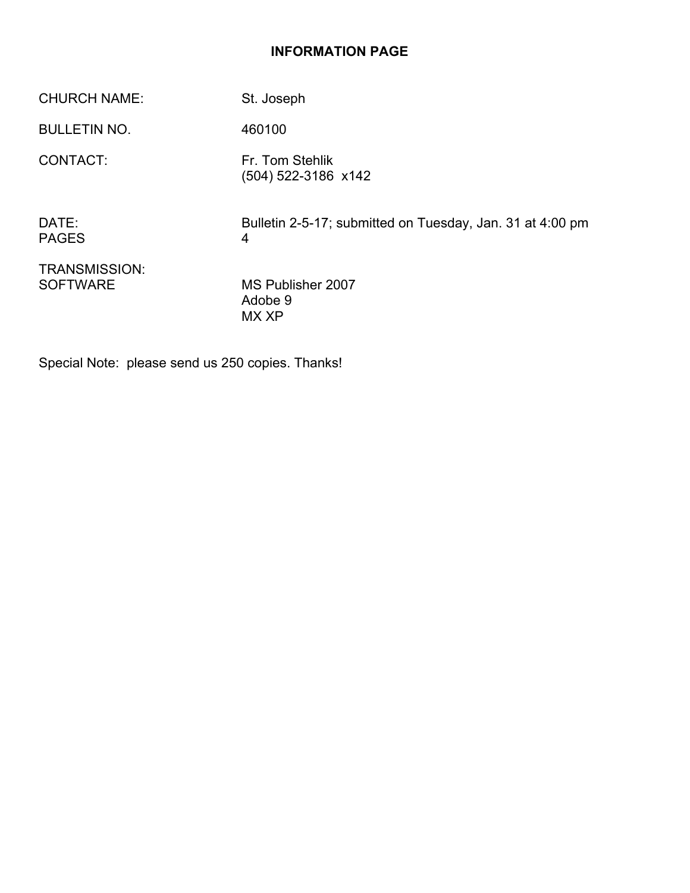# INFORMATION PAGE

| | |
|---|---|
| CHURCH NAME: | St. Joseph |
| BULLETIN NO. | 460100 |
| CONTACT: | Fr. Tom Stehlik<br>(504) 522-3186 x142 |
| DATE:<br>PAGES | Bulletin 2-5-17; submitted on Tuesday, Jan. 31 at 4:00 pm<br>4 |
| TRANSMISSION:<br>SOFTWARE | <br>MS Publisher 2007<br>Adobe 9<br>MX XP |

Special Note: please send us 250 copies. Thanks!